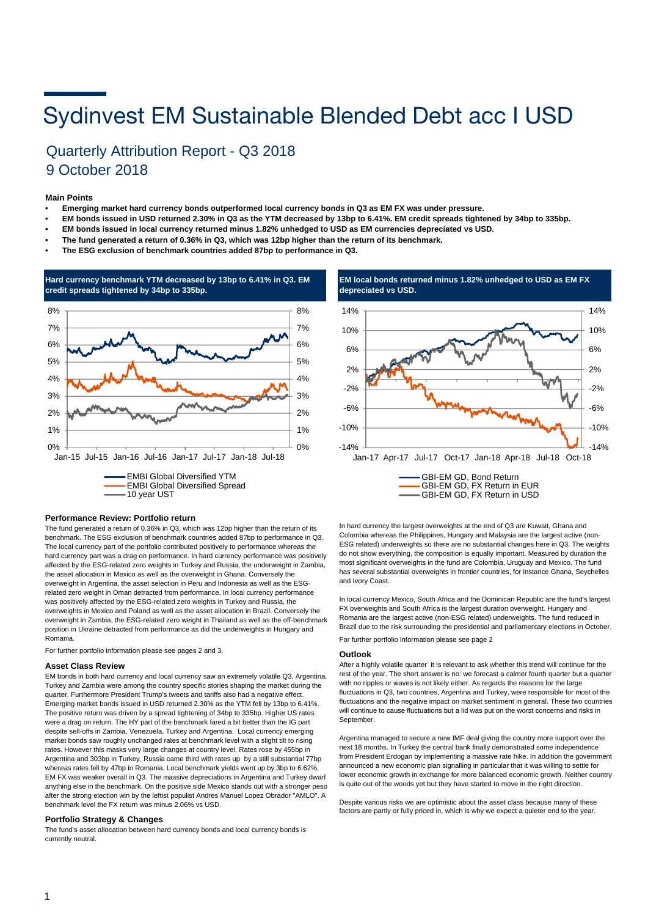# Sydinvest EM Sustainable Blended Debt acc I USD

## Quarterly Attribution Report - Q3 2018
## 9 October 2018

**Main Points**

- **Emerging market hard currency bonds outperformed local currency bonds in Q3 as EM FX was under pressure.**
- **EM bonds issued in USD returned 2.30% in Q3 as the YTM decreased by 13bp to 6.41%. EM credit spreads tightened by 34bp to 335bp.**
- **EM bonds issued in local currency returned minus 1.82% unhedged to USD as EM currencies depreciated vs USD.**
- **The fund generated a return of 0.36% in Q3, which was 12bp higher than the return of its benchmark.**
- **The ESG exclusion of benchmark countries added 87bp to performance in Q3.**

**Hard currency benchmark YTM decreased by 13bp to 6.41% in Q3. EM credit spreads tightened by 34bp to 335bp.**

EMBI Global Diversified YTM
EMBI Global Diversified Spread
10 year UST

**EM local bonds returned minus 1.82% unhedged to USD as EM FX depreciated vs USD.**

GBI-EM GD, Bond Return
GBI-EM GD, FX Return in EUR
GBI-EM GD, FX Return in USD

### Performance Review: Portfolio return

The fund generated a return of 0.36% in Q3, which was 12bp higher than the return of its benchmark. The ESG exclusion of benchmark countries added 87bp to performance in Q3. The local currency part of the portfolio contributed positively to performance whereas the hard currency part was a drag on performance. In hard currency performance was positively affected by the ESG-related zero weights in Turkey and Russia, the underweight in Zambia, the asset allocation in Mexico as well as the overweight in Ghana. Conversely the overweight in Argentina, the asset selection in Peru and Indonesia as well as the ESG-related zero weight in Oman detracted from performance. In local currency performance was positively affected by the ESG-related zero weights in Turkey and Russia, the overweights in Mexico and Poland as well as the asset allocation in Brazil. Conversely the overweight in Zambia, the ESG-related zero weight in Thailand as well as the off-benchmark position in Ukraine detracted from performance as did the underweights in Hungary and Romania.

For further portfolio information please see pages 2 and 3.

### Asset Class Review

EM bonds in both hard currency and local currency saw an extremely volatile Q3. Argentina, Turkey and Zambia were among the country specific stories shaping the market during the quarter. Furthermore President Trump's tweets and tariffs also had a negative effect. Emerging market bonds issued in USD returned 2.30% as the YTM fell by 13bp to 6.41%. The positive return was driven by a spread tightening of 34bp to 335bp. Higher US rates were a drag on return. The HY part of the benchmark fared a bit better than the IG part despite sell-offs in Zambia, Venezuela, Turkey and Argentina. Local currency emerging market bonds saw roughly unchanged rates at benchmark level with a slight tilt to rising rates. However this masks very large changes at country level. Rates rose by 455bp in Argentina and 303bp in Turkey. Russia came third with rates up by a still substantial 77bp whereas rates fell by 47bp in Romania. Local benchmark yields went up by 3bp to 6.62%. EM FX was weaker overall in Q3. The massive depreciations in Argentina and Turkey dwarf anything else in the benchmark. On the positive side Mexico stands out with a stronger peso after the strong election win by the leftist populist Andres Manuel Lopez Obrador "AMLO". A benchmark level the FX return was minus 2.06% vs USD.

### Portfolio Strategy & Changes

The fund's asset allocation between hard currency bonds and local currency bonds is currently neutral.

In hard currency the largest overweights at the end of Q3 are Kuwait, Ghana and Colombia whereas the Philippines, Hungary and Malaysia are the largest active (non-ESG related) underweights so there are no substantial changes here in Q3. The weights do not show everything, the composition is equally important. Measured by duration the most significant overweights in the fund are Colombia, Uruguay and Mexico. The fund has several substantial overweights in frontier countries, for instance Ghana, Seychelles and Ivory Coast.

In local currency Mexico, South Africa and the Dominican Republic are the fund's largest FX overweights and South Africa is the largest duration overweight. Hungary and Romania are the largest active (non-ESG related) underweights. The fund reduced in Brazil due to the risk surrounding the presidential and parliamentary elections in October.

For further portfolio information please see page 2

### Outlook

After a highly volatile quarter it is relevant to ask whether this trend will continue for the rest of the year. The short answer is no: we forecast a calmer fourth quarter but a quarter with no ripples or waves is not likely either. As regards the reasons for the large fluctuations in Q3, two countries, Argentina and Turkey, were responsible for most of the fluctuations and the negative impact on market sentiment in general. These two countries will continue to cause fluctuations but a lid was put on the worst concerns and risks in September.

Argentina managed to secure a new IMF deal giving the country more support over the next 18 months. In Turkey the central bank finally demonstrated some independence from President Erdogan by implementing a massive rate hike. In addition the government announced a new economic plan signalling in particular that it was willing to settle for lower economic growth in exchange for more balanced economic growth. Neither country is quite out of the woods yet but they have started to move in the right direction.

Despite various risks we are optimistic about the asset class because many of these factors are partly or fully priced in, which is why we expect a quieter end to the year.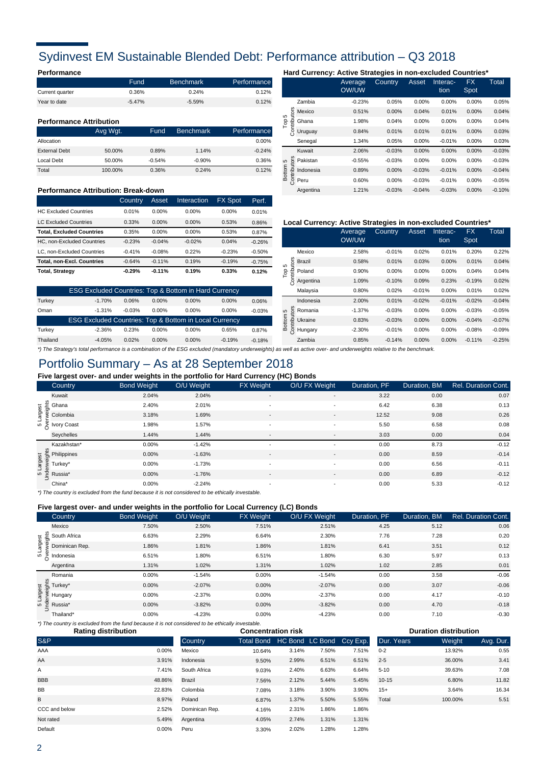# Sydinvest EM Sustainable Blended Debt: Performance attribution – Q3 2018

### Performance

| | Fund | Benchmark | Performance |
|---|---|---|---|
| Current quarter | 0.36% | 0.24% | 0.12% |
| Year to date | -5.47% | -5.59% | 0.12% |

### Performance Attribution

| | Avg Wgt. | Fund | Benchmark | Performance |
|---|---|---|---|---|
| Allocation | | | | 0.00% |
| External Debt | 50.00% | 0.89% | 1.14% | -0.24% |
| Local Debt | 50.00% | -0.54% | -0.90% | 0.36% |
| Total | 100.00% | 0.36% | 0.24% | 0.12% |

### Performance Attribution: Break-down

| | Country | Asset | Interaction | FX Spot | Perf. |
|---|---|---|---|---|---|
| HC Excluded Countries | 0.01% | 0.00% | 0.00% | 0.00% | 0.01% |
| LC Excluded Countries | 0.33% | 0.00% | 0.00% | 0.53% | 0.86% |
| **Total, Excluded Countries** | **0.35%** | **0.00%** | **0.00%** | **0.53%** | **0.87%** |
| HC, non-Excluded Countries | -0.23% | -0.04% | -0.02% | 0.04% | -0.26% |
| LC, non-Excluded Countries | -0.41% | -0.08% | 0.22% | -0.23% | -0.50% |
| **Total, non-Excl. Countries** | **-0.64%** | **-0.11%** | **0.19%** | **-0.19%** | **-0.75%** |
| **Total, Strategy** | **-0.29%** | **-0.11%** | **0.19%** | **0.33%** | **0.12%** |

| ESG Excluded Countries: Top & Bottom in Hard Currency | | | | | | |
|---|---|---|---|---|---|---|
| Turkey | -1.70% | 0.06% | 0.00% | 0.00% | 0.00% | 0.06% |
| Oman | -1.31% | -0.03% | 0.00% | 0.00% | 0.00% | -0.03% |
| **ESG Excluded Countries: Top & Bottom in Local Currency** | | | | | | |
| Turkey | -2.36% | 0.23% | 0.00% | 0.00% | 0.65% | 0.87% |
| Thailand | -4.05% | 0.02% | 0.00% | 0.00% | -0.19% | -0.18% |

### Hard Currency: Active Strategies in non-excluded Countries*

| | | Average OW/UW | Country | Asset | Interac-tion | FX Spot | Total |
|---|---|---|---|---|---|---|---|
| Top 5 Contributors | Zambia | -0.23% | 0.05% | 0.00% | 0.00% | 0.00% | 0.05% |
| | Mexico | 0.51% | 0.00% | 0.04% | 0.01% | 0.00% | 0.04% |
| | Ghana | 1.98% | 0.04% | 0.00% | 0.00% | 0.00% | 0.04% |
| | Uruguay | 0.84% | 0.01% | 0.01% | 0.01% | 0.00% | 0.03% |
| | Senegal | 1.34% | 0.05% | 0.00% | -0.01% | 0.00% | 0.03% |
| Bottom 5 Contributors | Kuwait | 2.06% | -0.03% | 0.00% | 0.00% | 0.00% | -0.03% |
| | Pakistan | -0.55% | -0.03% | 0.00% | 0.00% | 0.00% | -0.03% |
| | Indonesia | 0.89% | 0.00% | -0.03% | -0.01% | 0.00% | -0.04% |
| | Peru | 0.60% | 0.00% | -0.03% | -0.01% | 0.00% | -0.05% |
| | Argentina | 1.21% | -0.03% | -0.04% | -0.03% | 0.00% | -0.10% |

### Local Currency: Active Strategies in non-excluded Countries*

| | | Average OW/UW | Country | Asset | Interac-tion | FX Spot | Total |
|---|---|---|---|---|---|---|---|
| Top 5 Contributors | Mexico | 2.58% | -0.01% | 0.02% | 0.01% | 0.20% | 0.22% |
| | Brazil | 0.58% | 0.01% | 0.03% | 0.00% | 0.01% | 0.04% |
| | Poland | 0.90% | 0.00% | 0.00% | 0.00% | 0.04% | 0.04% |
| | Argentina | 1.09% | -0.10% | 0.09% | 0.23% | -0.19% | 0.02% |
| | Malaysia | 0.80% | 0.02% | -0.01% | 0.00% | 0.01% | 0.02% |
| Bottom 5 Contributors | Indonesia | 2.00% | 0.01% | -0.02% | -0.01% | -0.02% | -0.04% |
| | Romania | -1.37% | -0.03% | 0.00% | 0.00% | -0.03% | -0.05% |
| | Ukraine | 0.83% | -0.03% | 0.00% | 0.00% | -0.04% | -0.07% |
| | Hungary | -2.30% | -0.01% | 0.00% | 0.00% | -0.08% | -0.09% |
| | Zambia | 0.85% | -0.14% | 0.00% | 0.00% | -0.11% | -0.25% |

*) The Strategy's total performance is a combination of the ESG excluded (mandatory underweights) as well as active over- and underweights relative to the benchmark.

# Portfolio Summary – As at 28 September 2018

### Five largest over- and under weights in the portfolio for Hard Currency (HC) Bonds

| | Country | Bond Weight | O/U Weight | FX Weight | O/U FX Weight | Duration, PF | Duration, BM | Rel. Duration Cont. |
|---|---|---|---|---|---|---|---|---|
| 5 Largest Overweights | Kuwait | 2.04% | 2.04% | - | - | 3.22 | 0.00 | 0.07 |
| | Ghana | 2.40% | 2.01% | - | - | 6.42 | 6.38 | 0.13 |
| | Colombia | 3.18% | 1.69% | - | - | 12.52 | 9.08 | 0.26 |
| | Ivory Coast | 1.98% | 1.57% | - | - | 5.50 | 6.58 | 0.08 |
| | Seychelles | 1.44% | 1.44% | - | - | 3.03 | 0.00 | 0.04 |
| 5 Largest Underweights | Kazakhstan* | 0.00% | -1.42% | - | - | 0.00 | 8.73 | -0.12 |
| | Philippines | 0.00% | -1.63% | - | - | 0.00 | 8.59 | -0.14 |
| | Turkey* | 0.00% | -1.73% | - | - | 0.00 | 6.56 | -0.11 |
| | Russia* | 0.00% | -1.76% | - | - | 0.00 | 6.89 | -0.12 |
| | China* | 0.00% | -2.24% | - | - | 0.00 | 5.33 | -0.12 |

*) The country is excluded from the fund because it is not considered to be ethically investable.

### Five largest over- and under weights in the portfolio for Local Currency (LC) Bonds

| | Country | Bond Weight | O/U Weight | FX Weight | O/U FX Weight | Duration, PF | Duration, BM | Rel. Duration Cont. |
|---|---|---|---|---|---|---|---|---|
| 5 Largest Overweights | Mexico | 7.50% | 2.50% | 7.51% | 2.51% | 4.25 | 5.12 | 0.06 |
| | South Africa | 6.63% | 2.29% | 6.64% | 2.30% | 7.76 | 7.28 | 0.20 |
| | Dominican Rep. | 1.86% | 1.81% | 1.86% | 1.81% | 6.41 | 3.51 | 0.12 |
| | Indonesia | 6.51% | 1.80% | 6.51% | 1.80% | 6.30 | 5.97 | 0.13 |
| | Argentina | 1.31% | 1.02% | 1.31% | 1.02% | 1.02 | 2.85 | 0.01 |
| 5 Largest Underweights | Romania | 0.00% | -1.54% | 0.00% | -1.54% | 0.00 | 3.58 | -0.06 |
| | Turkey* | 0.00% | -2.07% | 0.00% | -2.07% | 0.00 | 3.07 | -0.06 |
| | Hungary | 0.00% | -2.37% | 0.00% | -2.37% | 0.00 | 4.17 | -0.10 |
| | Russia* | 0.00% | -3.82% | 0.00% | -3.82% | 0.00 | 4.70 | -0.18 |
| | Thailand* | 0.00% | -4.23% | 0.00% | -4.23% | 0.00 | 7.10 | -0.30 |

*) The country is excluded from the fund because it is not considered to be ethically investable.

### Rating distribution

| S&P | |
|---|---|
| AAA | 0.00% |
| AA | 3.91% |
| A | 7.41% |
| BBB | 48.86% |
| BB | 22.83% |
| B | 8.97% |
| CCC and below | 2.52% |
| Not rated | 5.49% |
| Default | 0.00% |

### Concentration risk

| Country | Total Bond | HC Bond | LC Bond | Ccy Exp. |
|---|---|---|---|---|
| Mexico | 10.64% | 3.14% | 7.50% | 7.51% |
| Indonesia | 9.50% | 2.99% | 6.51% | 6.51% |
| South Africa | 9.03% | 2.40% | 6.63% | 6.64% |
| Brazil | 7.56% | 2.12% | 5.44% | 5.45% |
| Colombia | 7.08% | 3.18% | 3.90% | 3.90% |
| Poland | 6.87% | 1.37% | 5.50% | 5.55% |
| Dominican Rep. | 4.16% | 2.31% | 1.86% | 1.86% |
| Argentina | 4.05% | 2.74% | 1.31% | 1.31% |
| Peru | 3.30% | 2.02% | 1.28% | 1.28% |

### Duration distribution

| Dur. Years | Weight | Avg. Dur. |
|---|---|---|
| 0-2 | 13.92% | 0.55 |
| 2-5 | 36.00% | 3.41 |
| 5-10 | 39.63% | 7.08 |
| 10-15 | 6.80% | 11.82 |
| 15+ | 3.64% | 16.34 |
| Total | 100.00% | 5.51 |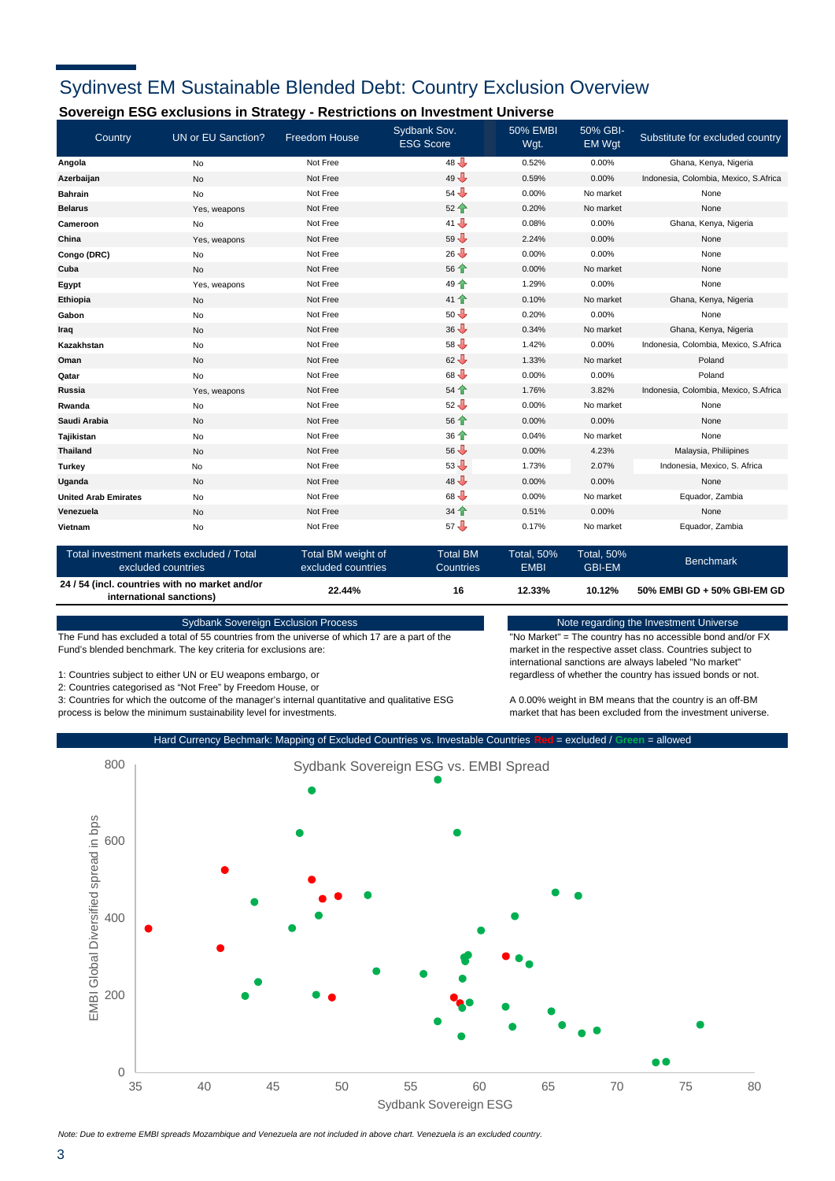# Sydinvest EM Sustainable Blended Debt: Country Exclusion Overview

### Sovereign ESG exclusions in Strategy - Restrictions on Investment Universe

| Country | UN or EU Sanction? | Freedom House | Sydbank Sov. ESG Score | 50% EMBI Wgt. | 50% GBI-EM Wgt | Substitute for excluded country |
|---|---|---|---|---|---|---|
| **Angola** | No | Not Free | 48 ↓ | 0.52% | 0.00% | Ghana, Kenya, Nigeria |
| **Azerbaijan** | No | Not Free | 49 ↓ | 0.59% | 0.00% | Indonesia, Colombia, Mexico, S.Africa |
| **Bahrain** | No | Not Free | 54 ↓ | 0.00% | No market | None |
| **Belarus** | Yes, weapons | Not Free | 52 ↑ | 0.20% | No market | None |
| **Cameroon** | No | Not Free | 41 ↓ | 0.08% | 0.00% | Ghana, Kenya, Nigeria |
| **China** | Yes, weapons | Not Free | 59 ↓ | 2.24% | 0.00% | None |
| **Congo (DRC)** | No | Not Free | 26 ↓ | 0.00% | 0.00% | None |
| **Cuba** | No | Not Free | 56 ↑ | 0.00% | No market | None |
| **Egypt** | Yes, weapons | Not Free | 49 ↑ | 1.29% | 0.00% | None |
| **Ethiopia** | No | Not Free | 41 ↑ | 0.10% | No market | Ghana, Kenya, Nigeria |
| **Gabon** | No | Not Free | 50 ↓ | 0.20% | 0.00% | None |
| **Iraq** | No | Not Free | 36 ↓ | 0.34% | No market | Ghana, Kenya, Nigeria |
| **Kazakhstan** | No | Not Free | 58 ↓ | 1.42% | 0.00% | Indonesia, Colombia, Mexico, S.Africa |
| **Oman** | No | Not Free | 62 ↓ | 1.33% | No market | Poland |
| **Qatar** | No | Not Free | 68 ↓ | 0.00% | 0.00% | Poland |
| **Russia** | Yes, weapons | Not Free | 54 ↑ | 1.76% | 3.82% | Indonesia, Colombia, Mexico, S.Africa |
| **Rwanda** | No | Not Free | 52 ↓ | 0.00% | No market | None |
| **Saudi Arabia** | No | Not Free | 56 ↑ | 0.00% | 0.00% | None |
| **Tajikistan** | No | Not Free | 36 ↑ | 0.04% | No market | None |
| **Thailand** | No | Not Free | 56 ↓ | 0.00% | 4.23% | Malaysia, Philiipines |
| **Turkey** | No | Not Free | 53 ↓ | 1.73% | 2.07% | Indonesia, Mexico, S. Africa |
| **Uganda** | No | Not Free | 48 ↓ | 0.00% | 0.00% | None |
| **United Arab Emirates** | No | Not Free | 68 ↓ | 0.00% | No market | Equador, Zambia |
| **Venezuela** | No | Not Free | 34 ↑ | 0.51% | 0.00% | None |
| **Vietnam** | No | Not Free | 57 ↓ | 0.17% | No market | Equador, Zambia |

| Total investment markets excluded / Total excluded countries | Total BM weight of excluded countries | Total BM Countries | Total, 50% EMBI | Total, 50% GBI-EM | Benchmark |
|---|---|---|---|---|---|
| **24 / 54 (incl. countries with no market and/or international sanctions)** | **22.44%** | **16** | **12.33%** | **10.12%** | **50% EMBI GD + 50% GBI-EM GD** |

### Sydbank Sovereign Exclusion Process

The Fund has excluded a total of 55 countries from the universe of which 17 are a part of the Fund's blended benchmark. The key criteria for exclusions are:

1: Countries subject to either UN or EU weapons embargo, or
2: Countries categorised as "Not Free" by Freedom House, or
3: Countries for which the outcome of the manager's internal quantitative and qualitative ESG process is below the minimum sustainability level for investments.

### Note regarding the Investment Universe

"No Market" = The country has no accessible bond and/or FX market in the respective asset class. Countries subject to international sanctions are always labeled "No market" regardless of whether the country has issued bonds or not.

A 0.00% weight in BM means that the country is an off-BM market that has been excluded from the investment universe.

### Hard Currency Bechmark: Mapping of Excluded Countries vs. Investable Countries Red = excluded / Green = allowed

Sydbank Sovereign ESG vs. EMBI Spread

*Note: Due to extreme EMBI spreads Mozambique and Venezuela are not included in above chart. Venezuela is an excluded country.*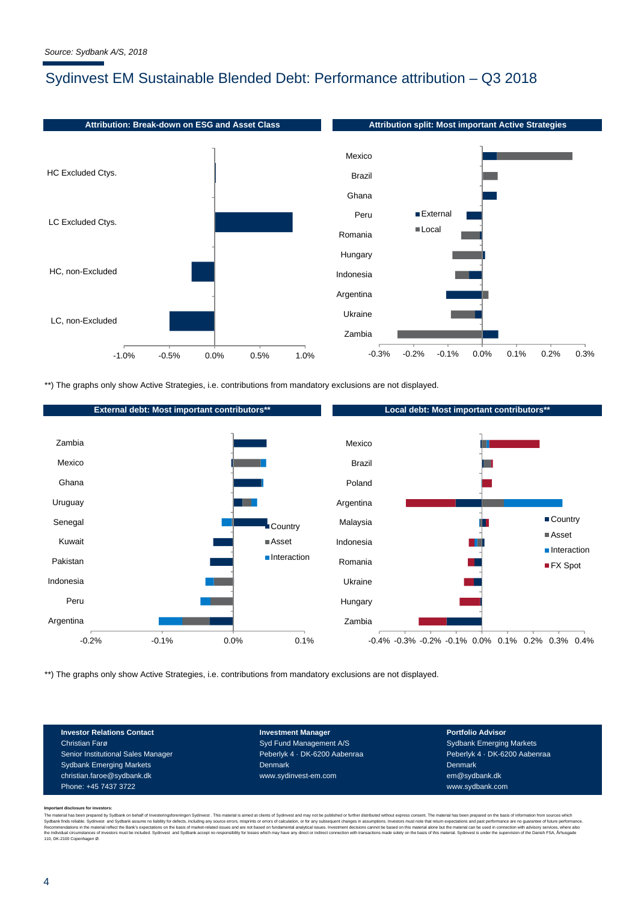*Source: Sydbank A/S, 2018*

# Sydinvest EM Sustainable Blended Debt: Performance attribution – Q3 2018

**Attribution: Break-down on ESG and Asset Class**

HC Excluded Ctys.
LC Excluded Ctys.
HC, non-Excluded
LC, non-Excluded

-1.0% -0.5% 0.0% 0.5% 1.0%

**Attribution split: Most important Active Strategies**

Mexico
Brazil
Ghana
Peru
Romania
Hungary
Indonesia
Argentina
Ukraine
Zambia

External
Local

-0.3% -0.2% -0.1% 0.0% 0.1% 0.2% 0.3%

**) The graphs only show Active Strategies, i.e. contributions from mandatory exclusions are not displayed.

**External debt: Most important contributors****

Zambia
Mexico
Ghana
Uruguay
Senegal
Kuwait
Pakistan
Indonesia
Peru
Argentina

Country
Asset
Interaction

-0.2% -0.1% 0.0% 0.1%

**Local debt: Most important contributors****

Mexico
Brazil
Poland
Argentina
Malaysia
Indonesia
Romania
Ukraine
Hungary
Zambia

Country
Asset
Interaction
FX Spot

-0.4% -0.3% -0.2% -0.1% 0.0% 0.1% 0.2% 0.3% 0.4%

**) The graphs only show Active Strategies, i.e. contributions from mandatory exclusions are not displayed.

**Investor Relations Contact**
Christian Farø
Senior Institutional Sales Manager
Sydbank Emerging Markets
christian.faroe@sydbank.dk
Phone: +45 7437 3722

**Investment Manager**
Syd Fund Management A/S
Peberlyk 4 · DK-6200 Aabenraa
Denmark
www.sydinvest-em.com

**Portfolio Advisor**
Sydbank Emerging Markets
Peberlyk 4 · DK-6200 Aabenraa
Denmark
em@sydbank.dk
www.sydbank.com

**Important disclosure for investors:**
The material has been prepared by Sydbank on behalf of Investeringsforeningen Sydinvest . This material is aimed at clients of Sydinvest and may not be published or further distributed without express consent. The material has been prepared on the basis of information from sources which Sydbank finds reliable. Sydinvest and Sydbank assume no liability for defects, including any source errors, misprints or errors of calculation, or for any subsequent changes in assumptions. Investors must note that return expectations and past performance are no guarantee of future performance. Recommendations in the material reflect the Bank's expectations on the basis of market-related issues and are not based on fundamental analytical issues. Investment decisions cannot be based on this material alone but the material can be used in connection with advisory services, where also the individual circumstances of investors must be included. Sydinvest and Sydbank accept no responsibility for losses which may have any direct or indirect connection with transactions made solely on the basis of this material. Sydinvest is under the supervision of the Danish FSA, Århusgade 110, DK-2100 Copenhagen Ø.